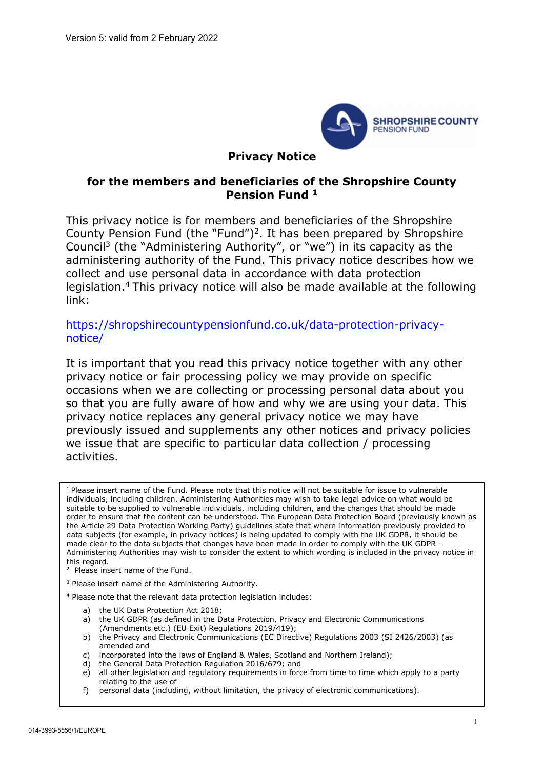Version 5: valid from 2 February 2022

SHROPSHIRE COUNTY PENSION FUND

# Privacy Notice

## for the members and beneficiaries of the Shropshire County Pension Fund [1]

This privacy notice is for members and beneficiaries of the Shropshire County Pension Fund (the "Fund")[2]. It has been prepared by Shropshire Council[3] (the "Administering Authority", or "we") in its capacity as the administering authority of the Fund. This privacy notice describes how we collect and use personal data in accordance with data protection legislation.[4] This privacy notice will also be made available at the following link:

https://shropshirecountypensionfund.co.uk/data-protection-privacy-notice/

It is important that you read this privacy notice together with any other privacy notice or fair processing policy we may provide on specific occasions when we are collecting or processing personal data about you so that you are fully aware of how and why we are using your data. This privacy notice replaces any general privacy notice we may have previously issued and supplements any other notices and privacy policies we issue that are specific to particular data collection / processing activities.

---

[1] Please insert name of the Fund. Please note that this notice will not be suitable for issue to vulnerable individuals, including children. Administering Authorities may wish to take legal advice on what would be suitable to be supplied to vulnerable individuals, including children, and the changes that should be made order to ensure that the content can be understood. The European Data Protection Board (previously known as the Article 29 Data Protection Working Party) guidelines state that where information previously provided to data subjects (for example, in privacy notices) is being updated to comply with the UK GDPR, it should be made clear to the data subjects that changes have been made in order to comply with the UK GDPR – Administering Authorities may wish to consider the extent to which wording is included in the privacy notice in this regard.

[2] Please insert name of the Fund.

[3] Please insert name of the Administering Authority.

[4] Please note that the relevant data protection legislation includes:

a) the UK Data Protection Act 2018;
a) the UK GDPR (as defined in the Data Protection, Privacy and Electronic Communications (Amendments etc.) (EU Exit) Regulations 2019/419);
b) the Privacy and Electronic Communications (EC Directive) Regulations 2003 (SI 2426/2003) (as amended and
c) incorporated into the laws of England & Wales, Scotland and Northern Ireland);
d) the General Data Protection Regulation 2016/679; and
e) all other legislation and regulatory requirements in force from time to time which apply to a party relating to the use of
f) personal data (including, without limitation, the privacy of electronic communications).

014-3993-5556/1/EUROPE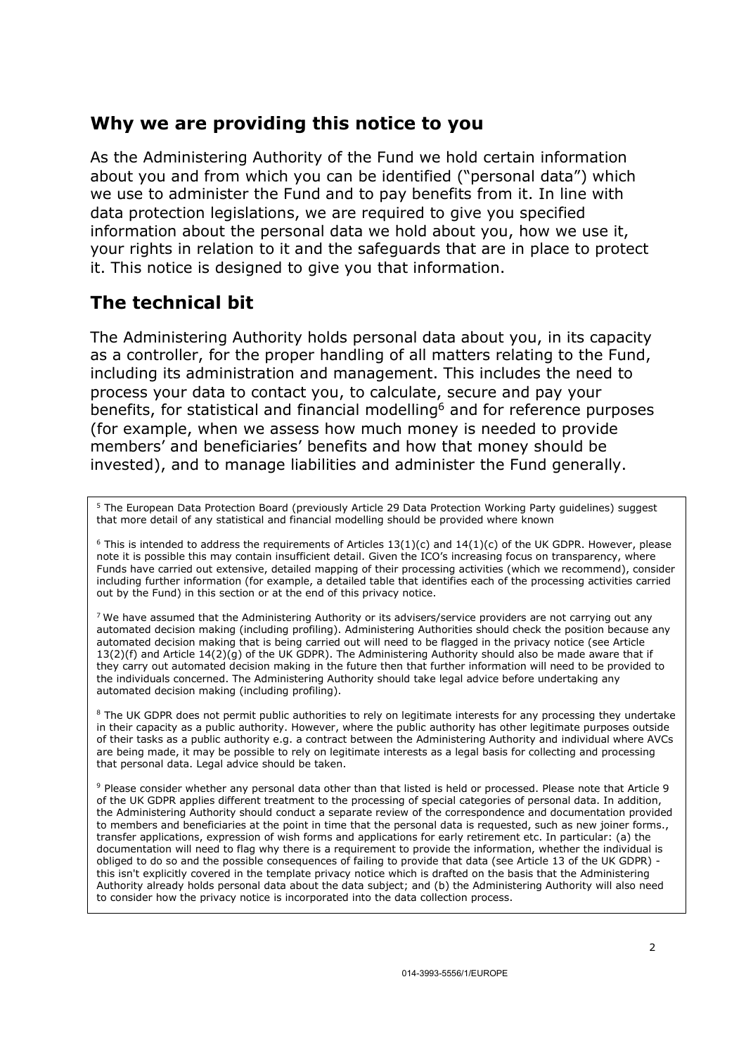## Why we are providing this notice to you

As the Administering Authority of the Fund we hold certain information about you and from which you can be identified ("personal data") which we use to administer the Fund and to pay benefits from it. In line with data protection legislations, we are required to give you specified information about the personal data we hold about you, how we use it, your rights in relation to it and the safeguards that are in place to protect it. This notice is designed to give you that information.

## The technical bit

The Administering Authority holds personal data about you, in its capacity as a controller, for the proper handling of all matters relating to the Fund, including its administration and management. This includes the need to process your data to contact you, to calculate, secure and pay your benefits, for statistical and financial modelling[6] and for reference purposes (for example, when we assess how much money is needed to provide members' and beneficiaries' benefits and how that money should be invested), and to manage liabilities and administer the Fund generally.

---

[5] The European Data Protection Board (previously Article 29 Data Protection Working Party guidelines) suggest that more detail of any statistical and financial modelling should be provided where known

[6] This is intended to address the requirements of Articles 13(1)(c) and 14(1)(c) of the UK GDPR. However, please note it is possible this may contain insufficient detail. Given the ICO's increasing focus on transparency, where Funds have carried out extensive, detailed mapping of their processing activities (which we recommend), consider including further information (for example, a detailed table that identifies each of the processing activities carried out by the Fund) in this section or at the end of this privacy notice.

[7] We have assumed that the Administering Authority or its advisers/service providers are not carrying out any automated decision making (including profiling). Administering Authorities should check the position because any automated decision making that is being carried out will need to be flagged in the privacy notice (see Article 13(2)(f) and Article 14(2)(g) of the UK GDPR). The Administering Authority should also be made aware that if they carry out automated decision making in the future then that further information will need to be provided to the individuals concerned. The Administering Authority should take legal advice before undertaking any automated decision making (including profiling).

[8] The UK GDPR does not permit public authorities to rely on legitimate interests for any processing they undertake in their capacity as a public authority. However, where the public authority has other legitimate purposes outside of their tasks as a public authority e.g. a contract between the Administering Authority and individual where AVCs are being made, it may be possible to rely on legitimate interests as a legal basis for collecting and processing that personal data. Legal advice should be taken.

[9] Please consider whether any personal data other than that listed is held or processed. Please note that Article 9 of the UK GDPR applies different treatment to the processing of special categories of personal data. In addition, the Administering Authority should conduct a separate review of the correspondence and documentation provided to members and beneficiaries at the point in time that the personal data is requested, such as new joiner forms., transfer applications, expression of wish forms and applications for early retirement etc. In particular: (a) the documentation will need to flag why there is a requirement to provide the information, whether the individual is obliged to do so and the possible consequences of failing to provide that data (see Article 13 of the UK GDPR) - this isn't explicitly covered in the template privacy notice which is drafted on the basis that the Administering Authority already holds personal data about the data subject; and (b) the Administering Authority will also need to consider how the privacy notice is incorporated into the data collection process.

014-3993-5556/1/EUROPE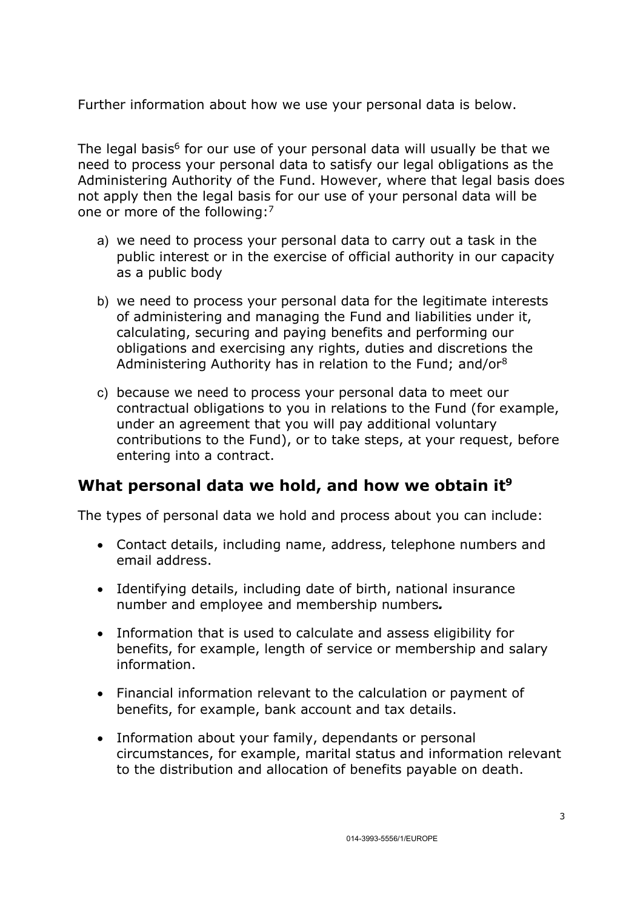Further information about how we use your personal data is below.

The legal basis[6] for our use of your personal data will usually be that we need to process your personal data to satisfy our legal obligations as the Administering Authority of the Fund. However, where that legal basis does not apply then the legal basis for our use of your personal data will be one or more of the following:[7]

a) we need to process your personal data to carry out a task in the public interest or in the exercise of official authority in our capacity as a public body

b) we need to process your personal data for the legitimate interests of administering and managing the Fund and liabilities under it, calculating, securing and paying benefits and performing our obligations and exercising any rights, duties and discretions the Administering Authority has in relation to the Fund; and/or[8]

c) because we need to process your personal data to meet our contractual obligations to you in relations to the Fund (for example, under an agreement that you will pay additional voluntary contributions to the Fund), or to take steps, at your request, before entering into a contract.

## What personal data we hold, and how we obtain it[9]

The types of personal data we hold and process about you can include:

- Contact details, including name, address, telephone numbers and email address.
- Identifying details, including date of birth, national insurance number and employee and membership numbers*.*
- Information that is used to calculate and assess eligibility for benefits, for example, length of service or membership and salary information.
- Financial information relevant to the calculation or payment of benefits, for example, bank account and tax details.
- Information about your family, dependants or personal circumstances, for example, marital status and information relevant to the distribution and allocation of benefits payable on death.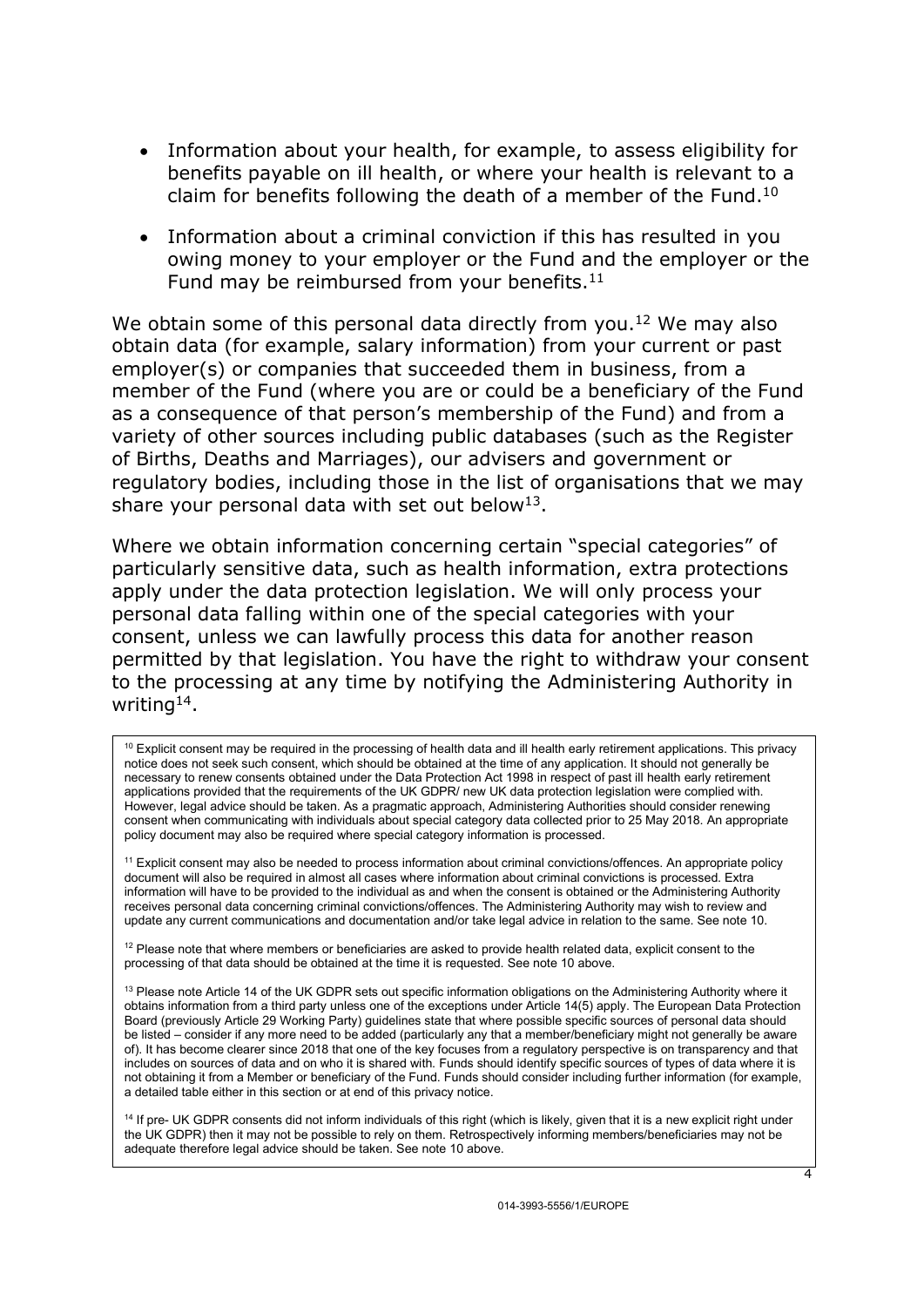- Information about your health, for example, to assess eligibility for benefits payable on ill health, or where your health is relevant to a claim for benefits following the death of a member of the Fund.[10]

- Information about a criminal conviction if this has resulted in you owing money to your employer or the Fund and the employer or the Fund may be reimbursed from your benefits.[11]

We obtain some of this personal data directly from you.[12] We may also obtain data (for example, salary information) from your current or past employer(s) or companies that succeeded them in business, from a member of the Fund (where you are or could be a beneficiary of the Fund as a consequence of that person's membership of the Fund) and from a variety of other sources including public databases (such as the Register of Births, Deaths and Marriages), our advisers and government or regulatory bodies, including those in the list of organisations that we may share your personal data with set out below[13].

Where we obtain information concerning certain "special categories" of particularly sensitive data, such as health information, extra protections apply under the data protection legislation. We will only process your personal data falling within one of the special categories with your consent, unless we can lawfully process this data for another reason permitted by that legislation. You have the right to withdraw your consent to the processing at any time by notifying the Administering Authority in writing[14].

[10] Explicit consent may be required in the processing of health data and ill health early retirement applications. This privacy notice does not seek such consent, which should be obtained at the time of any application. It should not generally be necessary to renew consents obtained under the Data Protection Act 1998 in respect of past ill health early retirement applications provided that the requirements of the UK GDPR/ new UK data protection legislation were complied with. However, legal advice should be taken. As a pragmatic approach, Administering Authorities should consider renewing consent when communicating with individuals about special category data collected prior to 25 May 2018. An appropriate policy document may also be required where special category information is processed.

[11] Explicit consent may also be needed to process information about criminal convictions/offences. An appropriate policy document will also be required in almost all cases where information about criminal convictions is processed. Extra information will have to be provided to the individual as and when the consent is obtained or the Administering Authority receives personal data concerning criminal convictions/offences. The Administering Authority may wish to review and update any current communications and documentation and/or take legal advice in relation to the same. See note 10.

[12] Please note that where members or beneficiaries are asked to provide health related data, explicit consent to the processing of that data should be obtained at the time it is requested. See note 10 above.

[13] Please note Article 14 of the UK GDPR sets out specific information obligations on the Administering Authority where it obtains information from a third party unless one of the exceptions under Article 14(5) apply. The European Data Protection Board (previously Article 29 Working Party) guidelines state that where possible specific sources of personal data should be listed – consider if any more need to be added (particularly any that a member/beneficiary might not generally be aware of). It has become clearer since 2018 that one of the key focuses from a regulatory perspective is on transparency and that includes on sources of data and on who it is shared with. Funds should identify specific sources of types of data where it is not obtaining it from a Member or beneficiary of the Fund. Funds should consider including further information (for example, a detailed table either in this section or at end of this privacy notice.

[14] If pre- UK GDPR consents did not inform individuals of this right (which is likely, given that it is a new explicit right under the UK GDPR) then it may not be possible to rely on them. Retrospectively informing members/beneficiaries may not be adequate therefore legal advice should be taken. See note 10 above.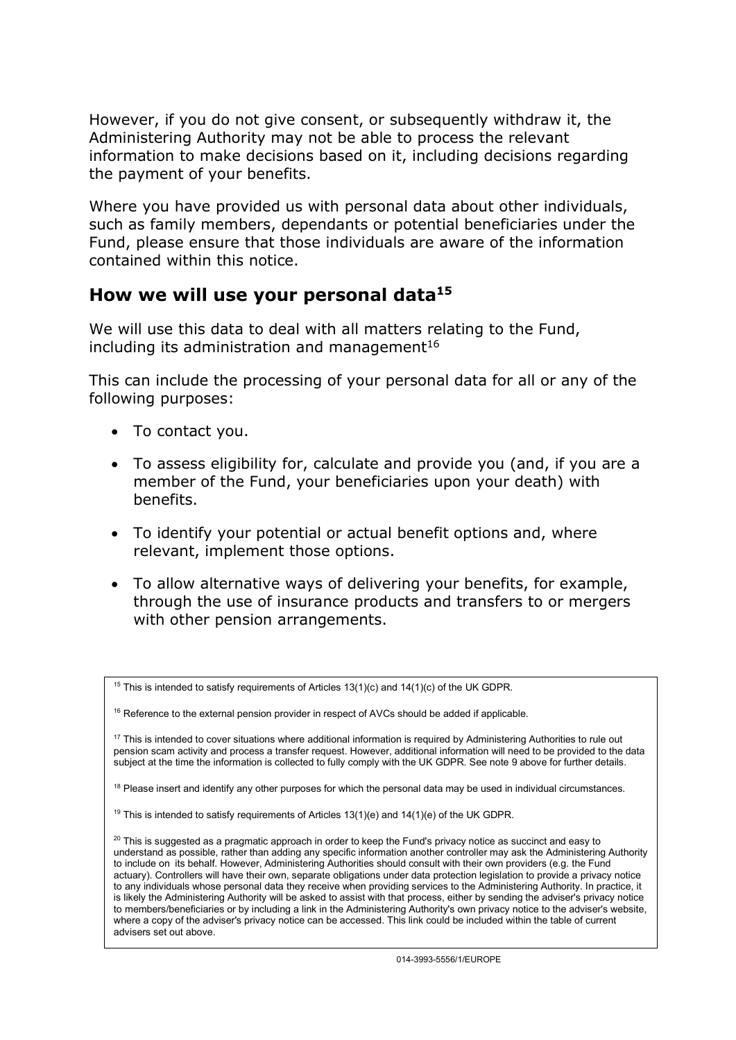However, if you do not give consent, or subsequently withdraw it, the Administering Authority may not be able to process the relevant information to make decisions based on it, including decisions regarding the payment of your benefits.

Where you have provided us with personal data about other individuals, such as family members, dependants or potential beneficiaries under the Fund, please ensure that those individuals are aware of the information contained within this notice.

## How we will use your personal data[15]

We will use this data to deal with all matters relating to the Fund, including its administration and management[16]

This can include the processing of your personal data for all or any of the following purposes:

- To contact you.
- To assess eligibility for, calculate and provide you (and, if you are a member of the Fund, your beneficiaries upon your death) with benefits.
- To identify your potential or actual benefit options and, where relevant, implement those options.
- To allow alternative ways of delivering your benefits, for example, through the use of insurance products and transfers to or mergers with other pension arrangements.

---

[15] This is intended to satisfy requirements of Articles 13(1)(c) and 14(1)(c) of the UK GDPR.

[16] Reference to the external pension provider in respect of AVCs should be added if applicable.

[17] This is intended to cover situations where additional information is required by Administering Authorities to rule out pension scam activity and process a transfer request. However, additional information will need to be provided to the data subject at the time the information is collected to fully comply with the UK GDPR. See note 9 above for further details.

[18] Please insert and identify any other purposes for which the personal data may be used in individual circumstances.

[19] This is intended to satisfy requirements of Articles 13(1)(e) and 14(1)(e) of the UK GDPR.

[20] This is suggested as a pragmatic approach in order to keep the Fund's privacy notice as succinct and easy to understand as possible, rather than adding any specific information another controller may ask the Administering Authority to include on its behalf. However, Administering Authorities should consult with their own providers (e.g. the Fund actuary). Controllers will have their own, separate obligations under data protection legislation to provide a privacy notice to any individuals whose personal data they receive when providing services to the Administering Authority. In practice, it is likely the Administering Authority will be asked to assist with that process, either by sending the adviser's privacy notice to members/beneficiaries or by including a link in the Administering Authority's own privacy notice to the adviser's website, where a copy of the adviser's privacy notice can be accessed. This link could be included within the table of current advisers set out above.

014-3993-5556/1/EUROPE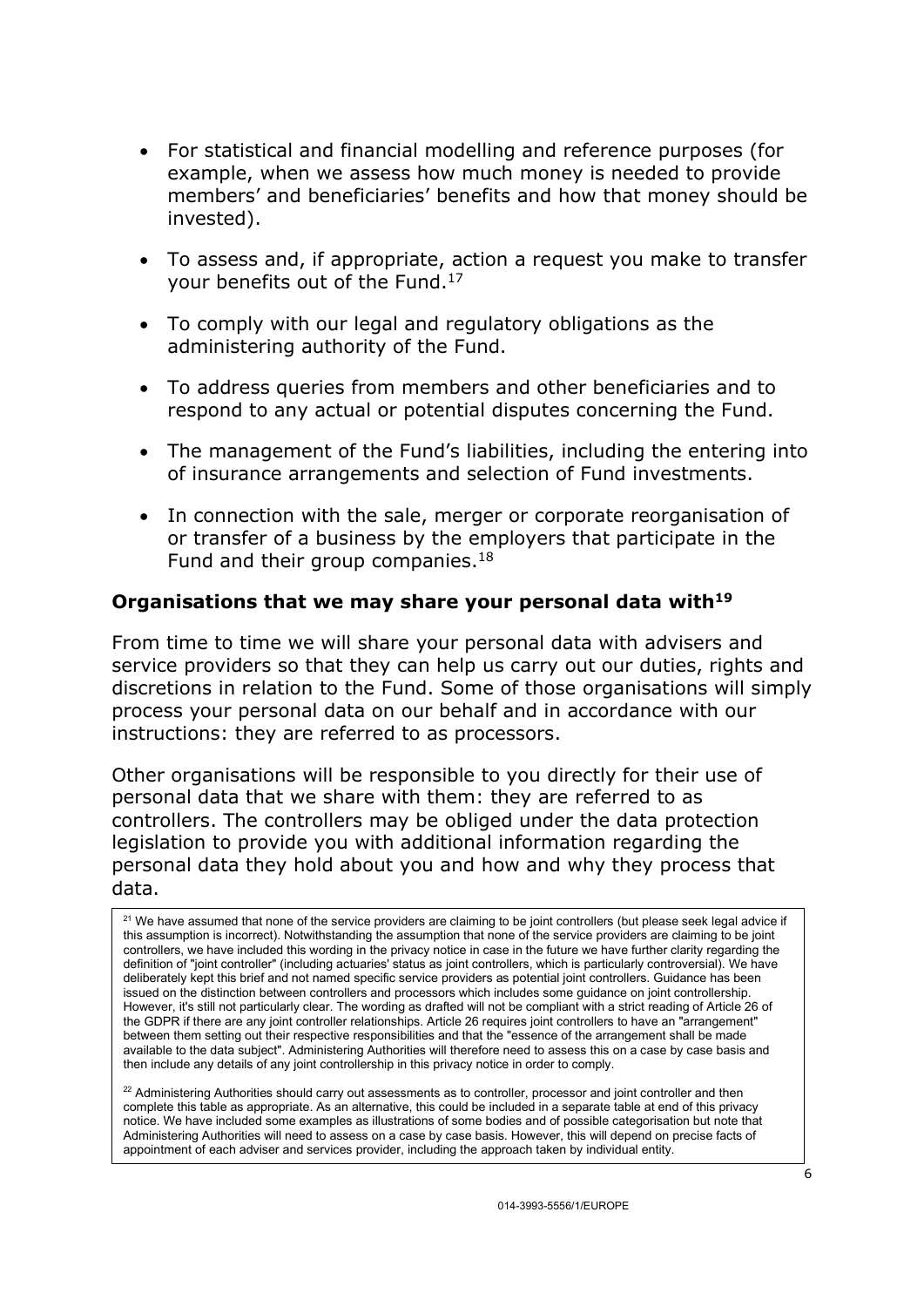- For statistical and financial modelling and reference purposes (for example, when we assess how much money is needed to provide members' and beneficiaries' benefits and how that money should be invested).
- To assess and, if appropriate, action a request you make to transfer your benefits out of the Fund.[17]
- To comply with our legal and regulatory obligations as the administering authority of the Fund.
- To address queries from members and other beneficiaries and to respond to any actual or potential disputes concerning the Fund.
- The management of the Fund's liabilities, including the entering into of insurance arrangements and selection of Fund investments.
- In connection with the sale, merger or corporate reorganisation of or transfer of a business by the employers that participate in the Fund and their group companies.[18]

## Organisations that we may share your personal data with[19]

From time to time we will share your personal data with advisers and service providers so that they can help us carry out our duties, rights and discretions in relation to the Fund. Some of those organisations will simply process your personal data on our behalf and in accordance with our instructions: they are referred to as processors.

Other organisations will be responsible to you directly for their use of personal data that we share with them: they are referred to as controllers. The controllers may be obliged under the data protection legislation to provide you with additional information regarding the personal data they hold about you and how and why they process that data.

[21] We have assumed that none of the service providers are claiming to be joint controllers (but please seek legal advice if this assumption is incorrect). Notwithstanding the assumption that none of the service providers are claiming to be joint controllers, we have included this wording in the privacy notice in case in the future we have further clarity regarding the definition of "joint controller" (including actuaries' status as joint controllers, which is particularly controversial). We have deliberately kept this brief and not named specific service providers as potential joint controllers. Guidance has been issued on the distinction between controllers and processors which includes some guidance on joint controllership. However, it's still not particularly clear. The wording as drafted will not be compliant with a strict reading of Article 26 of the GDPR if there are any joint controller relationships. Article 26 requires joint controllers to have an "arrangement" between them setting out their respective responsibilities and that the "essence of the arrangement shall be made available to the data subject". Administering Authorities will therefore need to assess this on a case by case basis and then include any details of any joint controllership in this privacy notice in order to comply.

[22] Administering Authorities should carry out assessments as to controller, processor and joint controller and then complete this table as appropriate. As an alternative, this could be included in a separate table at end of this privacy notice. We have included some examples as illustrations of some bodies and of possible categorisation but note that Administering Authorities will need to assess on a case by case basis. However, this will depend on precise facts of appointment of each adviser and services provider, including the approach taken by individual entity.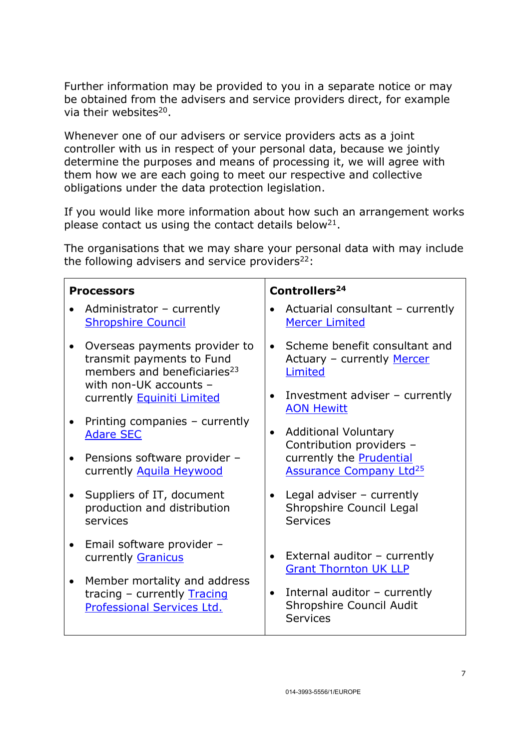Further information may be provided to you in a separate notice or may be obtained from the advisers and service providers direct, for example via their websites[20].

Whenever one of our advisers or service providers acts as a joint controller with us in respect of your personal data, because we jointly determine the purposes and means of processing it, we will agree with them how we are each going to meet our respective and collective obligations under the data protection legislation.

If you would like more information about how such an arrangement works please contact us using the contact details below[21].

The organisations that we may share your personal data with may include the following advisers and service providers[22]:

| **Processors** | **Controllers[24]** |
| --- | --- |
| • Administrator – currently Shropshire Council<br><br>• Overseas payments provider to transmit payments to Fund members and beneficiaries[23] with non-UK accounts – currently Equiniti Limited<br><br>• Printing companies – currently Adare SEC<br><br>• Pensions software provider – currently Aquila Heywood<br><br>• Suppliers of IT, document production and distribution services<br><br>• Email software provider – currently Granicus<br><br>• Member mortality and address tracing – currently Tracing Professional Services Ltd. | • Actuarial consultant – currently Mercer Limited<br><br>• Scheme benefit consultant and Actuary – currently Mercer Limited<br><br>• Investment adviser – currently AON Hewitt<br><br>• Additional Voluntary Contribution providers – currently the Prudential Assurance Company Ltd[25]<br><br>• Legal adviser – currently Shropshire Council Legal Services<br><br>• External auditor – currently Grant Thornton UK LLP<br><br>• Internal auditor – currently Shropshire Council Audit Services |

014-3993-5556/1/EUROPE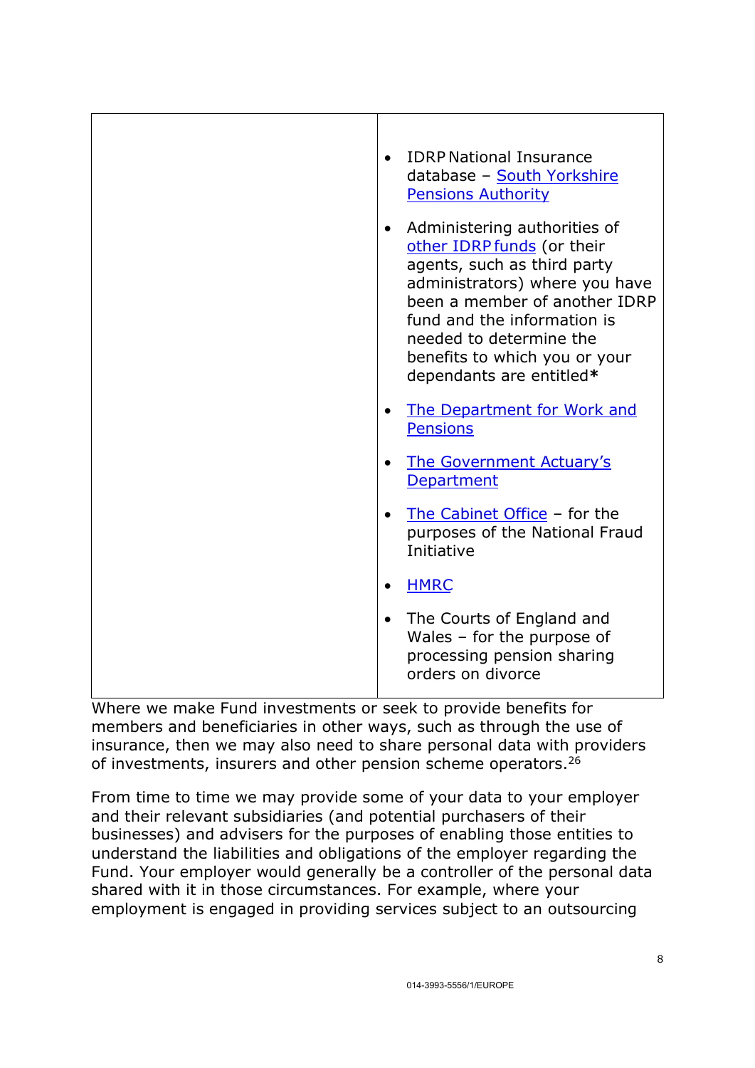| | |
|---|---|
| | • IDRP National Insurance database – [South Yorkshire Pensions Authority](#)<br><br>• Administering authorities of [other IDRP funds](#) (or their agents, such as third party administrators) where you have been a member of another IDRP fund and the information is needed to determine the benefits to which you or your dependants are entitled**\***<br><br>• [The Department for Work and Pensions](#)<br><br>• [The Government Actuary's Department](#)<br><br>• [The Cabinet Office](#) – for the purposes of the National Fraud Initiative<br><br>• [HMRC](#)<br><br>• The Courts of England and Wales – for the purpose of processing pension sharing orders on divorce |

Where we make Fund investments or seek to provide benefits for members and beneficiaries in other ways, such as through the use of insurance, then we may also need to share personal data with providers of investments, insurers and other pension scheme operators.[26]

From time to time we may provide some of your data to your employer and their relevant subsidiaries (and potential purchasers of their businesses) and advisers for the purposes of enabling those entities to understand the liabilities and obligations of the employer regarding the Fund. Your employer would generally be a controller of the personal data shared with it in those circumstances. For example, where your employment is engaged in providing services subject to an outsourcing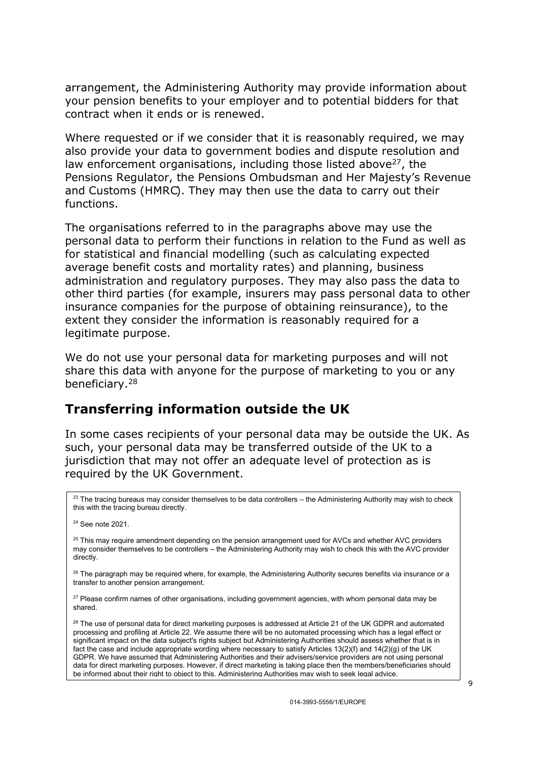arrangement, the Administering Authority may provide information about your pension benefits to your employer and to potential bidders for that contract when it ends or is renewed.

Where requested or if we consider that it is reasonably required, we may also provide your data to government bodies and dispute resolution and law enforcement organisations, including those listed above[27], the Pensions Regulator, the Pensions Ombudsman and Her Majesty's Revenue and Customs (HMRC). They may then use the data to carry out their functions.

The organisations referred to in the paragraphs above may use the personal data to perform their functions in relation to the Fund as well as for statistical and financial modelling (such as calculating expected average benefit costs and mortality rates) and planning, business administration and regulatory purposes. They may also pass the data to other third parties (for example, insurers may pass personal data to other insurance companies for the purpose of obtaining reinsurance), to the extent they consider the information is reasonably required for a legitimate purpose.

We do not use your personal data for marketing purposes and will not share this data with anyone for the purpose of marketing to you or any beneficiary.[28]

## Transferring information outside the UK

In some cases recipients of your personal data may be outside the UK. As such, your personal data may be transferred outside of the UK to a jurisdiction that may not offer an adequate level of protection as is required by the UK Government.

---

[23] The tracing bureaus may consider themselves to be data controllers – the Administering Authority may wish to check this with the tracing bureau directly.

[24] See note 2021.

[25] This may require amendment depending on the pension arrangement used for AVCs and whether AVC providers may consider themselves to be controllers – the Administering Authority may wish to check this with the AVC provider directly.

[26] The paragraph may be required where, for example, the Administering Authority secures benefits via insurance or a transfer to another pension arrangement.

[27] Please confirm names of other organisations, including government agencies, with whom personal data may be shared.

[28] The use of personal data for direct marketing purposes is addressed at Article 21 of the UK GDPR and automated processing and profiling at Article 22. We assume there will be no automated processing which has a legal effect or significant impact on the data subject's rights subject but Administering Authorities should assess whether that is in fact the case and include appropriate wording where necessary to satisfy Articles 13(2)(f) and 14(2)(g) of the UK GDPR. We have assumed that Administering Authorities and their advisers/service providers are not using personal data for direct marketing purposes. However, if direct marketing is taking place then the members/beneficiaries should be informed about their right to object to this. Administering Authorities may wish to seek legal advice.

014-3993-5556/1/EUROPE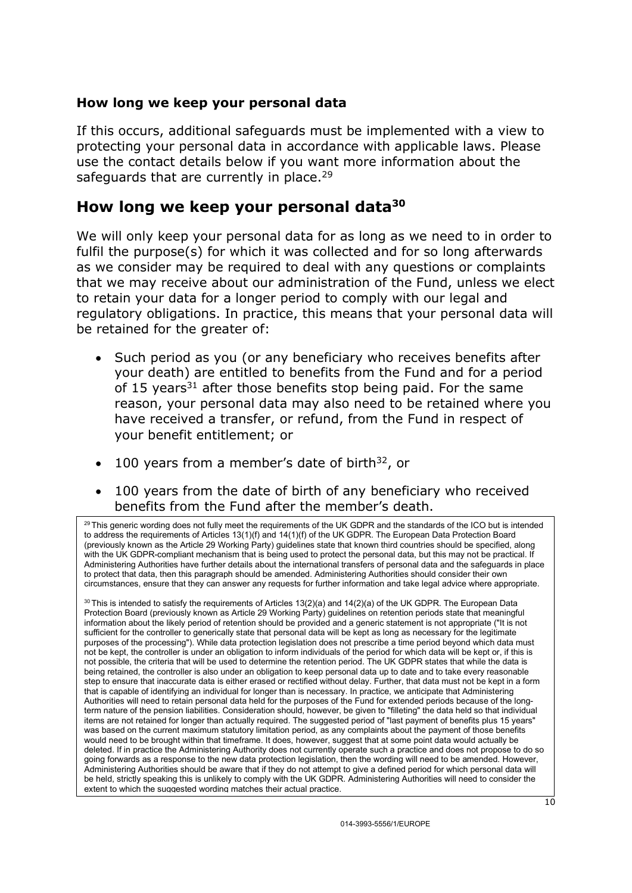### How long we keep your personal data

If this occurs, additional safeguards must be implemented with a view to protecting your personal data in accordance with applicable laws. Please use the contact details below if you want more information about the safeguards that are currently in place.[29]

## How long we keep your personal data[30]

We will only keep your personal data for as long as we need to in order to fulfil the purpose(s) for which it was collected and for so long afterwards as we consider may be required to deal with any questions or complaints that we may receive about our administration of the Fund, unless we elect to retain your data for a longer period to comply with our legal and regulatory obligations. In practice, this means that your personal data will be retained for the greater of:

- Such period as you (or any beneficiary who receives benefits after your death) are entitled to benefits from the Fund and for a period of 15 years[31] after those benefits stop being paid. For the same reason, your personal data may also need to be retained where you have received a transfer, or refund, from the Fund in respect of your benefit entitlement; or
- 100 years from a member's date of birth[32], or
- 100 years from the date of birth of any beneficiary who received benefits from the Fund after the member's death.

[29] This generic wording does not fully meet the requirements of the UK GDPR and the standards of the ICO but is intended to address the requirements of Articles 13(1)(f) and 14(1)(f) of the UK GDPR. The European Data Protection Board (previously known as the Article 29 Working Party) guidelines state that known third countries should be specified, along with the UK GDPR-compliant mechanism that is being used to protect the personal data, but this may not be practical. If Administering Authorities have further details about the international transfers of personal data and the safeguards in place to protect that data, then this paragraph should be amended. Administering Authorities should consider their own circumstances, ensure that they can answer any requests for further information and take legal advice where appropriate.

[30] This is intended to satisfy the requirements of Articles 13(2)(a) and 14(2)(a) of the UK GDPR. The European Data Protection Board (previously known as Article 29 Working Party) guidelines on retention periods state that meaningful information about the likely period of retention should be provided and a generic statement is not appropriate ("It is not sufficient for the controller to generically state that personal data will be kept as long as necessary for the legitimate purposes of the processing"). While data protection legislation does not prescribe a time period beyond which data must not be kept, the controller is under an obligation to inform individuals of the period for which data will be kept or, if this is not possible, the criteria that will be used to determine the retention period. The UK GDPR states that while the data is being retained, the controller is also under an obligation to keep personal data up to date and to take every reasonable step to ensure that inaccurate data is either erased or rectified without delay. Further, that data must not be kept in a form that is capable of identifying an individual for longer than is necessary. In practice, we anticipate that Administering Authorities will need to retain personal data held for the purposes of the Fund for extended periods because of the long-term nature of the pension liabilities. Consideration should, however, be given to "filleting" the data held so that individual items are not retained for longer than actually required. The suggested period of "last payment of benefits plus 15 years" was based on the current maximum statutory limitation period, as any complaints about the payment of those benefits would need to be brought within that timeframe. It does, however, suggest that at some point data would actually be deleted. If in practice the Administering Authority does not currently operate such a practice and does not propose to do so going forwards as a response to the new data protection legislation, then the wording will need to be amended. However, Administering Authorities should be aware that if they do not attempt to give a defined period for which personal data will be held, strictly speaking this is unlikely to comply with the UK GDPR. Administering Authorities will need to consider the extent to which the suggested wording matches their actual practice.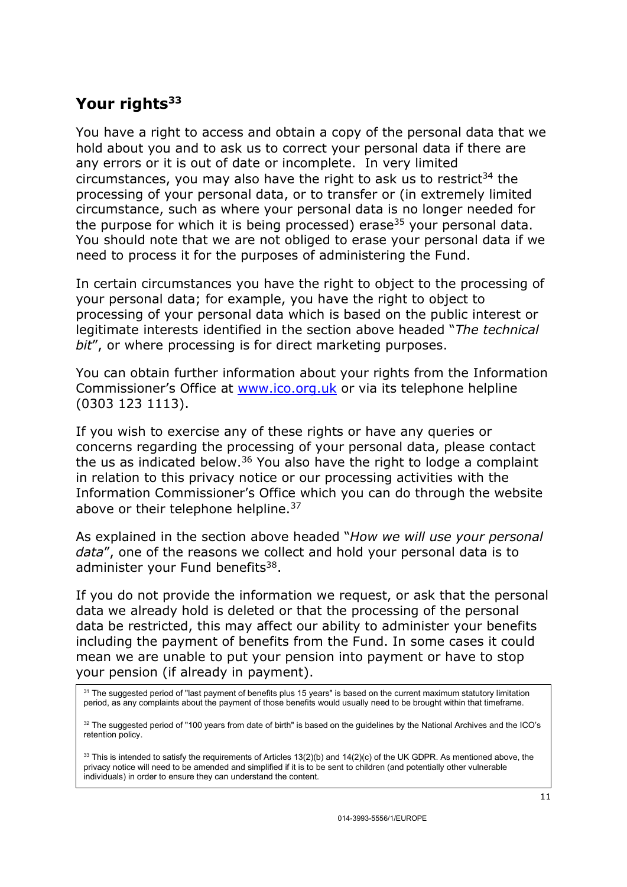## Your rights[33]

You have a right to access and obtain a copy of the personal data that we hold about you and to ask us to correct your personal data if there are any errors or it is out of date or incomplete. In very limited circumstances, you may also have the right to ask us to restrict[34] the processing of your personal data, or to transfer or (in extremely limited circumstance, such as where your personal data is no longer needed for the purpose for which it is being processed) erase[35] your personal data. You should note that we are not obliged to erase your personal data if we need to process it for the purposes of administering the Fund.

In certain circumstances you have the right to object to the processing of your personal data; for example, you have the right to object to processing of your personal data which is based on the public interest or legitimate interests identified in the section above headed "*The technical bit*", or where processing is for direct marketing purposes.

You can obtain further information about your rights from the Information Commissioner's Office at [www.ico.org.uk](http://www.ico.org.uk) or via its telephone helpline (0303 123 1113).

If you wish to exercise any of these rights or have any queries or concerns regarding the processing of your personal data, please contact the us as indicated below.[36] You also have the right to lodge a complaint in relation to this privacy notice or our processing activities with the Information Commissioner's Office which you can do through the website above or their telephone helpline.[37]

As explained in the section above headed "*How we will use your personal data*", one of the reasons we collect and hold your personal data is to administer your Fund benefits[38].

If you do not provide the information we request, or ask that the personal data we already hold is deleted or that the processing of the personal data be restricted, this may affect our ability to administer your benefits including the payment of benefits from the Fund. In some cases it could mean we are unable to put your pension into payment or have to stop your pension (if already in payment).

---

[31] The suggested period of "last payment of benefits plus 15 years" is based on the current maximum statutory limitation period, as any complaints about the payment of those benefits would usually need to be brought within that timeframe.

[32] The suggested period of "100 years from date of birth" is based on the guidelines by the National Archives and the ICO's retention policy.

[33] This is intended to satisfy the requirements of Articles 13(2)(b) and 14(2)(c) of the UK GDPR. As mentioned above, the privacy notice will need to be amended and simplified if it is to be sent to children (and potentially other vulnerable individuals) in order to ensure they can understand the content.

014-3993-5556/1/EUROPE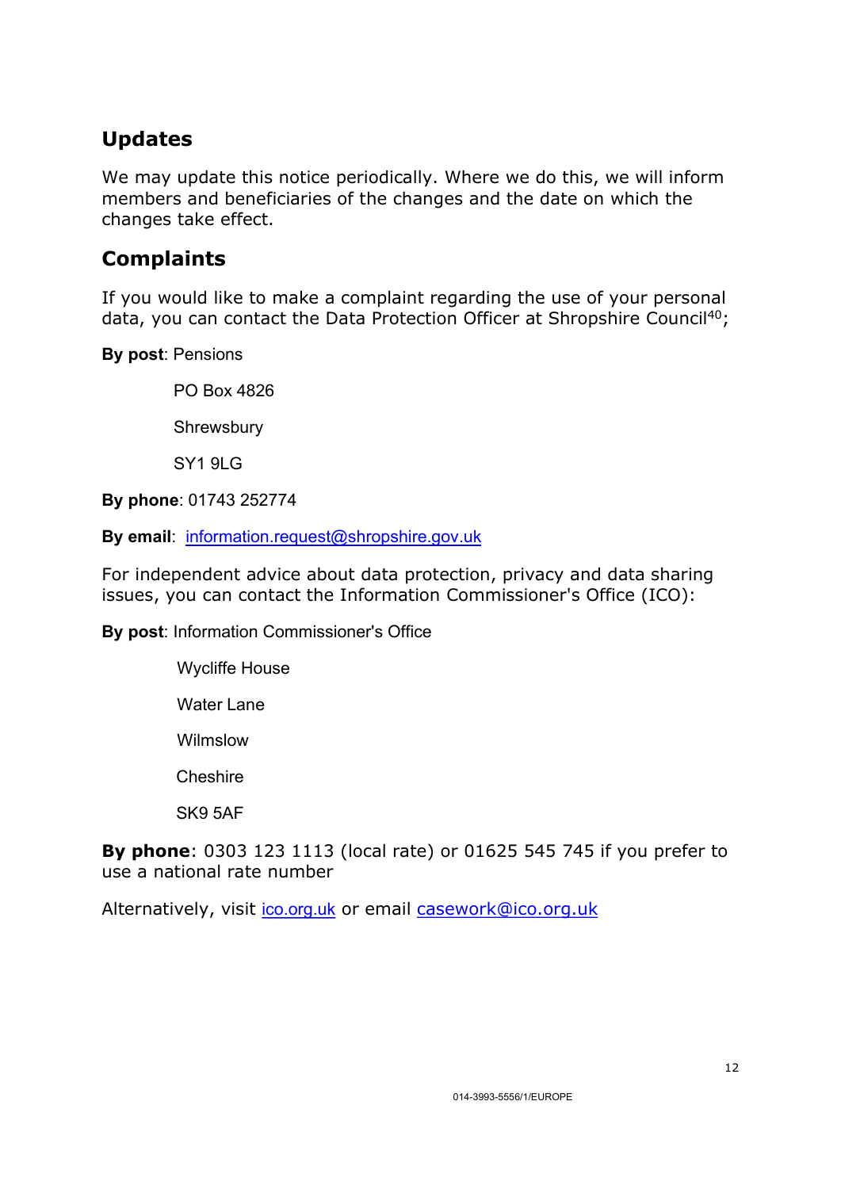## Updates

We may update this notice periodically. Where we do this, we will inform members and beneficiaries of the changes and the date on which the changes take effect.

## Complaints

If you would like to make a complaint regarding the use of your personal data, you can contact the Data Protection Officer at Shropshire Council[40];

**By post**: Pensions

PO Box 4826

Shrewsbury

SY1 9LG

**By phone**: 01743 252774

**By email**: information.request@shropshire.gov.uk

For independent advice about data protection, privacy and data sharing issues, you can contact the Information Commissioner's Office (ICO):

**By post**: Information Commissioner's Office

Wycliffe House

Water Lane

Wilmslow

Cheshire

SK9 5AF

**By phone**: 0303 123 1113 (local rate) or 01625 545 745 if you prefer to use a national rate number

Alternatively, visit ico.org.uk or email casework@ico.org.uk

014-3993-5556/1/EUROPE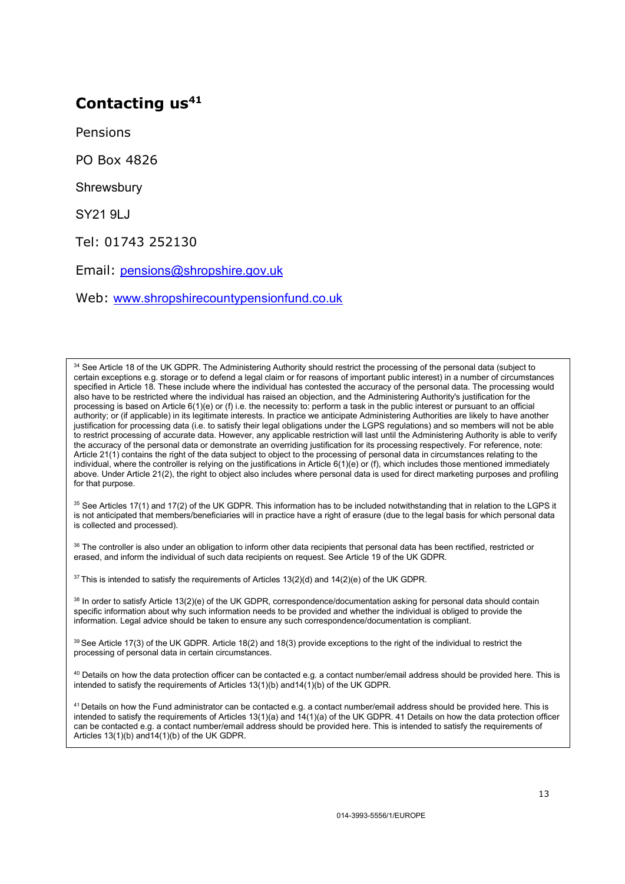## Contacting us[41]

Pensions

PO Box 4826

Shrewsbury

SY21 9LJ

Tel: 01743 252130

Email: pensions@shropshire.gov.uk

Web: www.shropshirecountypensionfund.co.uk

[34] See Article 18 of the UK GDPR. The Administering Authority should restrict the processing of the personal data (subject to certain exceptions e.g. storage or to defend a legal claim or for reasons of important public interest) in a number of circumstances specified in Article 18. These include where the individual has contested the accuracy of the personal data. The processing would also have to be restricted where the individual has raised an objection, and the Administering Authority's justification for the processing is based on Article 6(1)(e) or (f) i.e. the necessity to: perform a task in the public interest or pursuant to an official authority; or (if applicable) in its legitimate interests. In practice we anticipate Administering Authorities are likely to have another justification for processing data (i.e. to satisfy their legal obligations under the LGPS regulations) and so members will not be able to restrict processing of accurate data. However, any applicable restriction will last until the Administering Authority is able to verify the accuracy of the personal data or demonstrate an overriding justification for its processing respectively. For reference, note: Article 21(1) contains the right of the data subject to object to the processing of personal data in circumstances relating to the individual, where the controller is relying on the justifications in Article 6(1)(e) or (f), which includes those mentioned immediately above. Under Article 21(2), the right to object also includes where personal data is used for direct marketing purposes and profiling for that purpose.

[35] See Articles 17(1) and 17(2) of the UK GDPR. This information has to be included notwithstanding that in relation to the LGPS it is not anticipated that members/beneficiaries will in practice have a right of erasure (due to the legal basis for which personal data is collected and processed).

[36] The controller is also under an obligation to inform other data recipients that personal data has been rectified, restricted or erased, and inform the individual of such data recipients on request. See Article 19 of the UK GDPR.

[37] This is intended to satisfy the requirements of Articles 13(2)(d) and 14(2)(e) of the UK GDPR.

[38] In order to satisfy Article 13(2)(e) of the UK GDPR, correspondence/documentation asking for personal data should contain specific information about why such information needs to be provided and whether the individual is obliged to provide the information. Legal advice should be taken to ensure any such correspondence/documentation is compliant.

[39] See Article 17(3) of the UK GDPR. Article 18(2) and 18(3) provide exceptions to the right of the individual to restrict the processing of personal data in certain circumstances.

[40] Details on how the data protection officer can be contacted e.g. a contact number/email address should be provided here. This is intended to satisfy the requirements of Articles 13(1)(b) and14(1)(b) of the UK GDPR.

[41] Details on how the Fund administrator can be contacted e.g. a contact number/email address should be provided here. This is intended to satisfy the requirements of Articles 13(1)(a) and 14(1)(a) of the UK GDPR. 41 Details on how the data protection officer can be contacted e.g. a contact number/email address should be provided here. This is intended to satisfy the requirements of Articles 13(1)(b) and14(1)(b) of the UK GDPR.

014-3993-5556/1/EUROPE